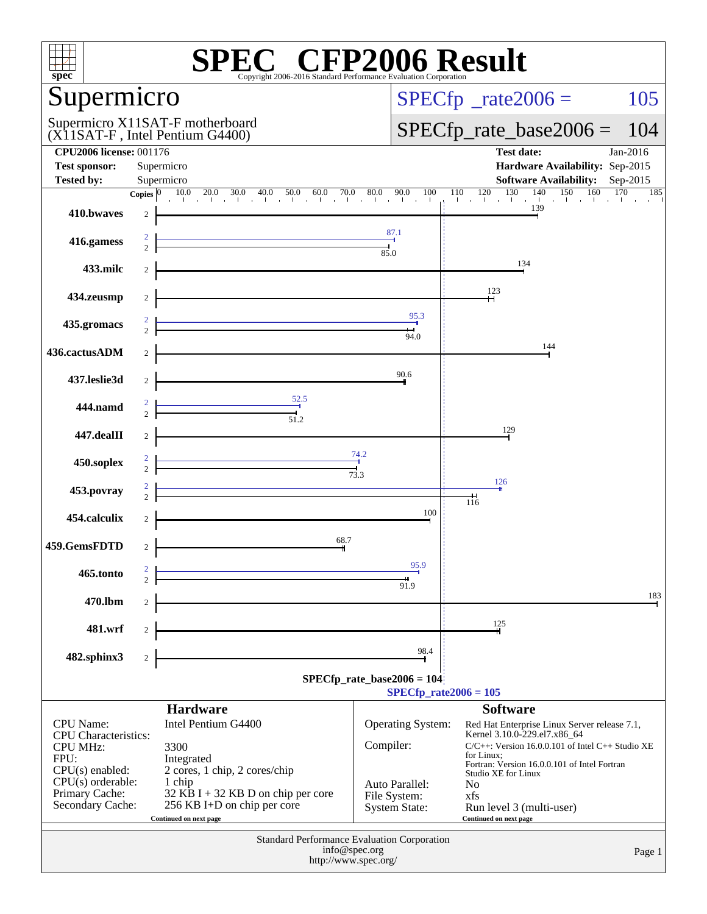# SPEC CFP2006 Result

Copyright 2006-2016 Standard Performance Evaluation Corporation

## Supermicro

Supermicro X11SAT-F motherboard
(X11SAT-F , Intel Pentium G4400)

SPECfp_rate2006 = 105

SPECfp_rate_base2006 = 104

| | | | |
|---|---|---|---|
| **CPU2006 license:** | 001176 | **Test date:** | Jan-2016 |
| **Test sponsor:** | Supermicro | **Hardware Availability:** | Sep-2015 |
| **Tested by:** | Supermicro | **Software Availability:** | Sep-2015 |

| Benchmark | Copies (peak) | Copies (base) | Peak | Base |
|---|---|---|---|---|
| 410.bwaves | | 2 | | 139 |
| 416.gamess | 2 | 2 | 87.1 | 85.0 |
| 433.milc | | 2 | | 134 |
| 434.zeusmp | | 2 | | 123 |
| 435.gromacs | 2 | 2 | 95.3 | 94.0 |
| 436.cactusADM | | 2 | | 144 |
| 437.leslie3d | | 2 | | 90.6 |
| 444.namd | 2 | 2 | 52.5 | 51.2 |
| 447.dealII | | 2 | | 129 |
| 450.soplex | 2 | 2 | 74.2 | 73.3 |
| 453.povray | 2 | 2 | 126 | 116 |
| 454.calculix | | 2 | | 100 |
| 459.GemsFDTD | | 2 | | 68.7 |
| 465.tonto | 2 | 2 | 95.9 | 91.9 |
| 470.lbm | | 2 | | 183 |
| 481.wrf | | 2 | | 125 |
| 482.sphinx3 | | 2 | | 98.4 |

SPECfp_rate_base2006 = 104

SPECfp_rate2006 = 105

### Hardware

| | |
|---|---|
| CPU Name: | Intel Pentium G4400 |
| CPU Characteristics: | |
| CPU MHz: | 3300 |
| FPU: | Integrated |
| CPU(s) enabled: | 2 cores, 1 chip, 2 cores/chip |
| CPU(s) orderable: | 1 chip |
| Primary Cache: | 32 KB I + 32 KB D on chip per core |
| Secondary Cache: | 256 KB I+D on chip per core |

Continued on next page

### Software

| | |
|---|---|
| Operating System: | Red Hat Enterprise Linux Server release 7.1, Kernel 3.10.0-229.el7.x86_64 |
| Compiler: | C/C++: Version 16.0.0.101 of Intel C++ Studio XE for Linux; Fortran: Version 16.0.0.101 of Intel Fortran Studio XE for Linux |
| Auto Parallel: | No |
| File System: | xfs |
| System State: | Run level 3 (multi-user) |

Continued on next page

Standard Performance Evaluation Corporation
info@spec.org
http://www.spec.org/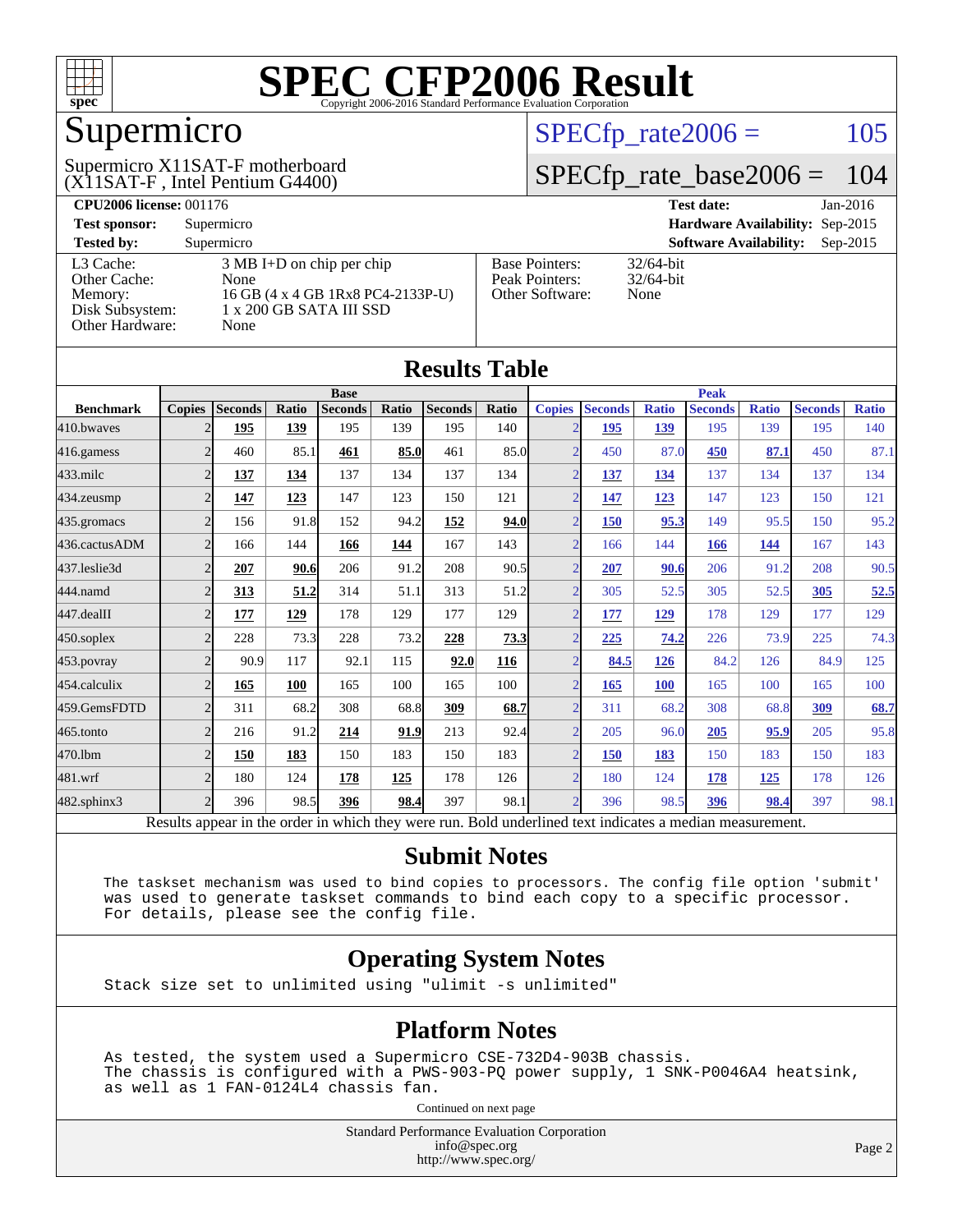# SPEC CFP2006 Result

Copyright 2006-2016 Standard Performance Evaluation Corporation

## Supermicro

Supermicro X11SAT-F motherboard
(X11SAT-F , Intel Pentium G4400)

SPECfp_rate2006 = 105

SPECfp_rate_base2006 = 104

| | | | |
|---|---|---|---|
| **CPU2006 license:** 001176 | | **Test date:** | Jan-2016 |
| **Test sponsor:** | Supermicro | **Hardware Availability:** | Sep-2015 |
| **Tested by:** | Supermicro | **Software Availability:** | Sep-2015 |

| | | | |
|---|---|---|---|
| L3 Cache: | 3 MB I+D on chip per chip | Base Pointers: | 32/64-bit |
| Other Cache: | None | Peak Pointers: | 32/64-bit |
| Memory: | 16 GB (4 x 4 GB 1Rx8 PC4-2133P-U) | Other Software: | None |
| Disk Subsystem: | 1 x 200 GB SATA III SSD | | |
| Other Hardware: | None | | |

## Results Table

| Benchmark | Base | | | | | | | Peak | | | | | | |
|---|---|---|---|---|---|---|---|---|---|---|---|---|---|---|
| | Copies | Seconds | Ratio | Seconds | Ratio | Seconds | Ratio | Copies | Seconds | Ratio | Seconds | Ratio | Seconds | Ratio |
| 410.bwaves | 2 | **195** | **139** | 195 | 139 | 195 | 140 | 2 | **195** | **139** | 195 | 139 | 195 | 140 |
| 416.gamess | 2 | 460 | 85.1 | **461** | **85.0** | 461 | 85.0 | 2 | 450 | 87.0 | **450** | **87.1** | 450 | 87.1 |
| 433.milc | 2 | **137** | **134** | 137 | 134 | 137 | 134 | 2 | **137** | **134** | 137 | 134 | 137 | 134 |
| 434.zeusmp | 2 | **147** | **123** | 147 | 123 | 150 | 121 | 2 | **147** | **123** | 147 | 123 | 150 | 121 |
| 435.gromacs | 2 | 156 | 91.8 | 152 | 94.2 | **152** | **94.0** | 2 | **150** | **95.3** | 149 | 95.5 | 150 | 95.2 |
| 436.cactusADM | 2 | 166 | 144 | **166** | **144** | 167 | 143 | 2 | 166 | 144 | **166** | **144** | 167 | 143 |
| 437.leslie3d | 2 | **207** | **90.6** | 206 | 91.2 | 208 | 90.5 | 2 | **207** | **90.6** | 206 | 91.2 | 208 | 90.5 |
| 444.namd | 2 | **313** | **51.2** | 314 | 51.1 | 313 | 51.2 | 2 | 305 | 52.5 | 305 | 52.5 | **305** | **52.5** |
| 447.dealII | 2 | **177** | **129** | 178 | 129 | 177 | 129 | 2 | **177** | **129** | 178 | 129 | 177 | 129 |
| 450.soplex | 2 | 228 | 73.3 | 228 | 73.2 | **228** | **73.3** | 2 | **225** | **74.2** | 226 | 73.9 | 225 | 74.3 |
| 453.povray | 2 | 90.9 | 117 | 92.1 | 115 | **92.0** | **116** | 2 | **84.5** | **126** | 84.2 | 126 | 84.9 | 125 |
| 454.calculix | 2 | **165** | **100** | 165 | 100 | 165 | 100 | 2 | **165** | **100** | 165 | 100 | 165 | 100 |
| 459.GemsFDTD | 2 | 311 | 68.2 | 308 | 68.8 | **309** | **68.7** | 2 | 311 | 68.2 | 308 | 68.8 | **309** | **68.7** |
| 465.tonto | 2 | 216 | 91.2 | **214** | **91.9** | 213 | 92.4 | 2 | 205 | 96.0 | **205** | **95.9** | 205 | 95.8 |
| 470.lbm | 2 | **150** | **183** | 150 | 183 | 150 | 183 | 2 | **150** | **183** | 150 | 183 | 150 | 183 |
| 481.wrf | 2 | 180 | 124 | **178** | **125** | 178 | 126 | 2 | 180 | 124 | **178** | **125** | 178 | 126 |
| 482.sphinx3 | 2 | 396 | 98.5 | **396** | **98.4** | 397 | 98.1 | 2 | 396 | 98.5 | **396** | **98.4** | 397 | 98.1 |

Results appear in the order in which they were run. Bold underlined text indicates a median measurement.

## Submit Notes

```
The taskset mechanism was used to bind copies to processors. The config file option 'submit'
was used to generate taskset commands to bind each copy to a specific processor.
For details, please see the config file.
```

## Operating System Notes

```
Stack size set to unlimited using "ulimit -s unlimited"
```

## Platform Notes

```
As tested, the system used a Supermicro CSE-732D4-903B chassis.
The chassis is configured with a PWS-903-PQ power supply, 1 SNK-P0046A4 heatsink,
as well as 1 FAN-0124L4 chassis fan.
```

Continued on next page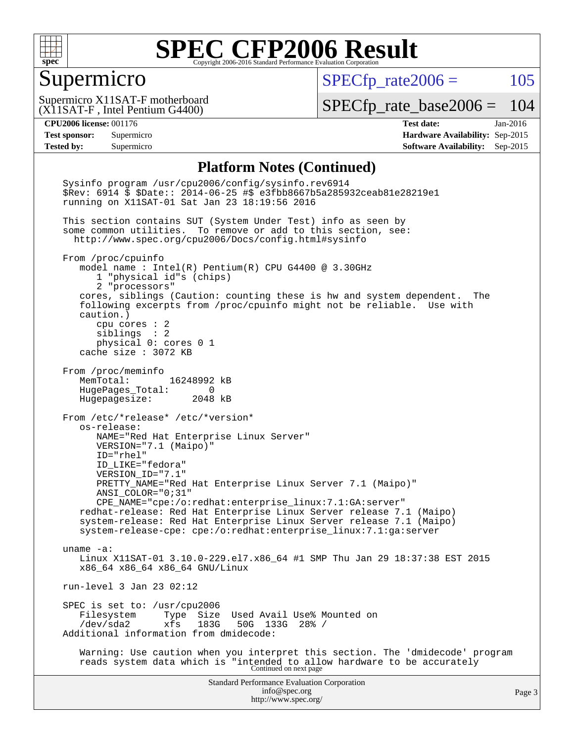## Platform Notes (Continued)

```
Sysinfo program /usr/cpu2006/config/sysinfo.rev6914
$Rev: 6914 $ $Date:: 2014-06-25 #$ e3fbb8667b5a285932ceab81e28219e1
running on X11SAT-01 Sat Jan 23 18:19:56 2016

This section contains SUT (System Under Test) info as seen by
some common utilities.  To remove or add to this section, see:
  http://www.spec.org/cpu2006/Docs/config.html#sysinfo

From /proc/cpuinfo
   model name : Intel(R) Pentium(R) CPU G4400 @ 3.30GHz
      1 "physical id"s (chips)
      2 "processors"
   cores, siblings (Caution: counting these is hw and system dependent.  The
   following excerpts from /proc/cpuinfo might not be reliable.  Use with
   caution.)
      cpu cores : 2
      siblings  : 2
      physical 0: cores 0 1
   cache size : 3072 KB

From /proc/meminfo
   MemTotal:       16248992 kB
   HugePages_Total:       0
   Hugepagesize:       2048 kB

From /etc/*release* /etc/*version*
   os-release:
      NAME="Red Hat Enterprise Linux Server"
      VERSION="7.1 (Maipo)"
      ID="rhel"
      ID_LIKE="fedora"
      VERSION_ID="7.1"
      PRETTY_NAME="Red Hat Enterprise Linux Server 7.1 (Maipo)"
      ANSI_COLOR="0;31"
      CPE_NAME="cpe:/o:redhat:enterprise_linux:7.1:GA:server"
   redhat-release: Red Hat Enterprise Linux Server release 7.1 (Maipo)
   system-release: Red Hat Enterprise Linux Server release 7.1 (Maipo)
   system-release-cpe: cpe:/o:redhat:enterprise_linux:7.1:ga:server

uname -a:
   Linux X11SAT-01 3.10.0-229.el7.x86_64 #1 SMP Thu Jan 29 18:37:38 EST 2015
   x86_64 x86_64 x86_64 GNU/Linux

run-level 3 Jan 23 02:12

SPEC is set to: /usr/cpu2006
   Filesystem     Type  Size  Used Avail Use% Mounted on
   /dev/sda2      xfs   183G   50G  133G  28% /
Additional information from dmidecode:

   Warning: Use caution when you interpret this section. The 'dmidecode' program
   reads system data which is "intended to allow hardware to be accurately
```

Continued on next page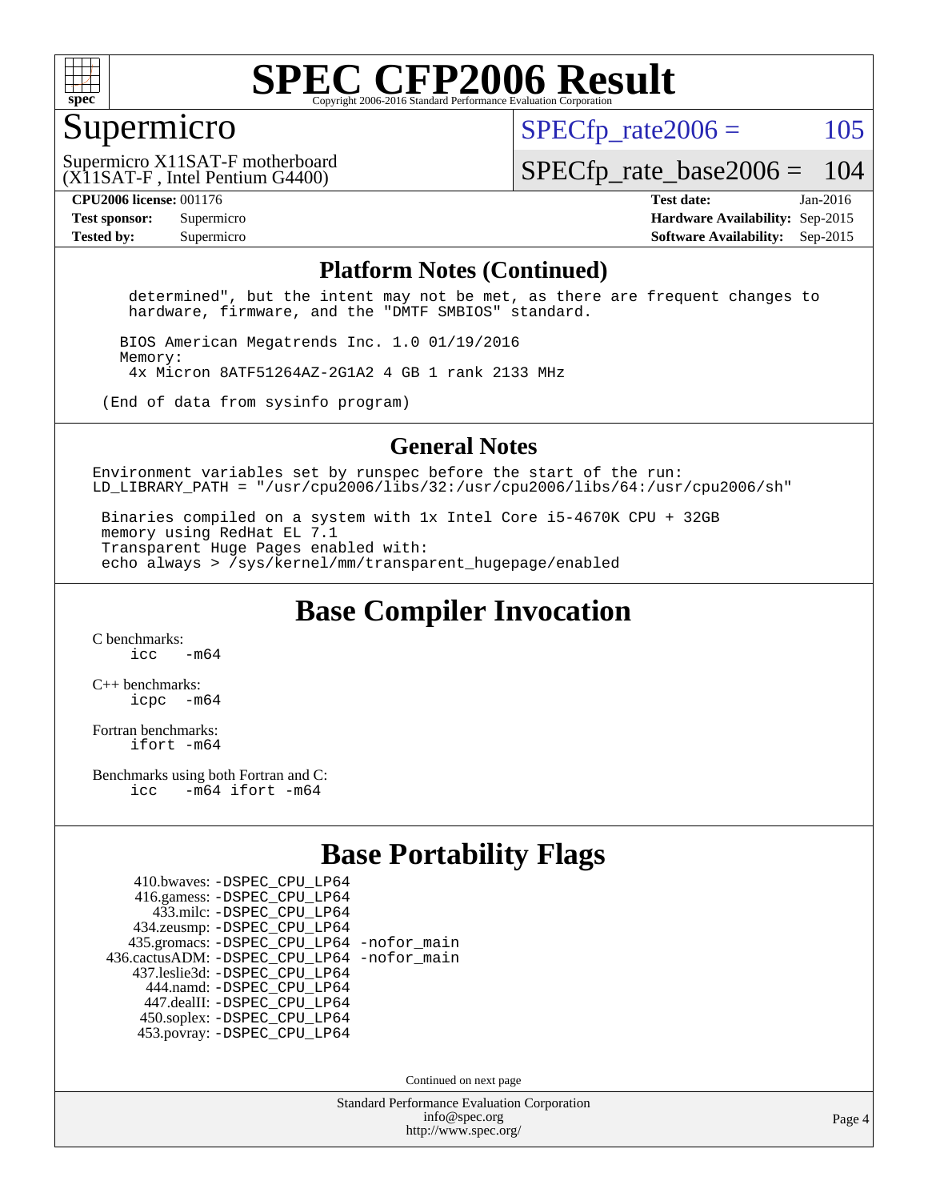# SPEC CFP2006 Result

Copyright 2006-2016 Standard Performance Evaluation Corporation

## Supermicro

Supermicro X11SAT-F motherboard (X11SAT-F , Intel Pentium G4400)

SPECfp_rate2006 = 105

SPECfp_rate_base2006 = 104

| | | | |
|---|---|---|---|
| **CPU2006 license:** 001176 | | **Test date:** | Jan-2016 |
| **Test sponsor:** | Supermicro | **Hardware Availability:** | Sep-2015 |
| **Tested by:** | Supermicro | **Software Availability:** | Sep-2015 |

## Platform Notes (Continued)

```
    determined", but the intent may not be met, as there are frequent changes to
    hardware, firmware, and the "DMTF SMBIOS" standard.

   BIOS American Megatrends Inc. 1.0 01/19/2016
   Memory:
    4x Micron 8ATF51264AZ-2G1A2 4 GB 1 rank 2133 MHz

 (End of data from sysinfo program)
```

## General Notes

```
Environment variables set by runspec before the start of the run:
LD_LIBRARY_PATH = "/usr/cpu2006/libs/32:/usr/cpu2006/libs/64:/usr/cpu2006/sh"

 Binaries compiled on a system with 1x Intel Core i5-4670K CPU + 32GB
 memory using RedHat EL 7.1
 Transparent Huge Pages enabled with:
 echo always > /sys/kernel/mm/transparent_hugepage/enabled
```

## Base Compiler Invocation

C benchmarks:
 icc -m64

C++ benchmarks:
 icpc -m64

Fortran benchmarks:
 ifort -m64

Benchmarks using both Fortran and C:
 icc -m64 ifort -m64

## Base Portability Flags

410.bwaves: -DSPEC_CPU_LP64
416.gamess: -DSPEC_CPU_LP64
433.milc: -DSPEC_CPU_LP64
434.zeusmp: -DSPEC_CPU_LP64
435.gromacs: -DSPEC_CPU_LP64 -nofor_main
436.cactusADM: -DSPEC_CPU_LP64 -nofor_main
437.leslie3d: -DSPEC_CPU_LP64
444.namd: -DSPEC_CPU_LP64
447.dealII: -DSPEC_CPU_LP64
450.soplex: -DSPEC_CPU_LP64
453.povray: -DSPEC_CPU_LP64

Continued on next page

Standard Performance Evaluation Corporation
info@spec.org
http://www.spec.org/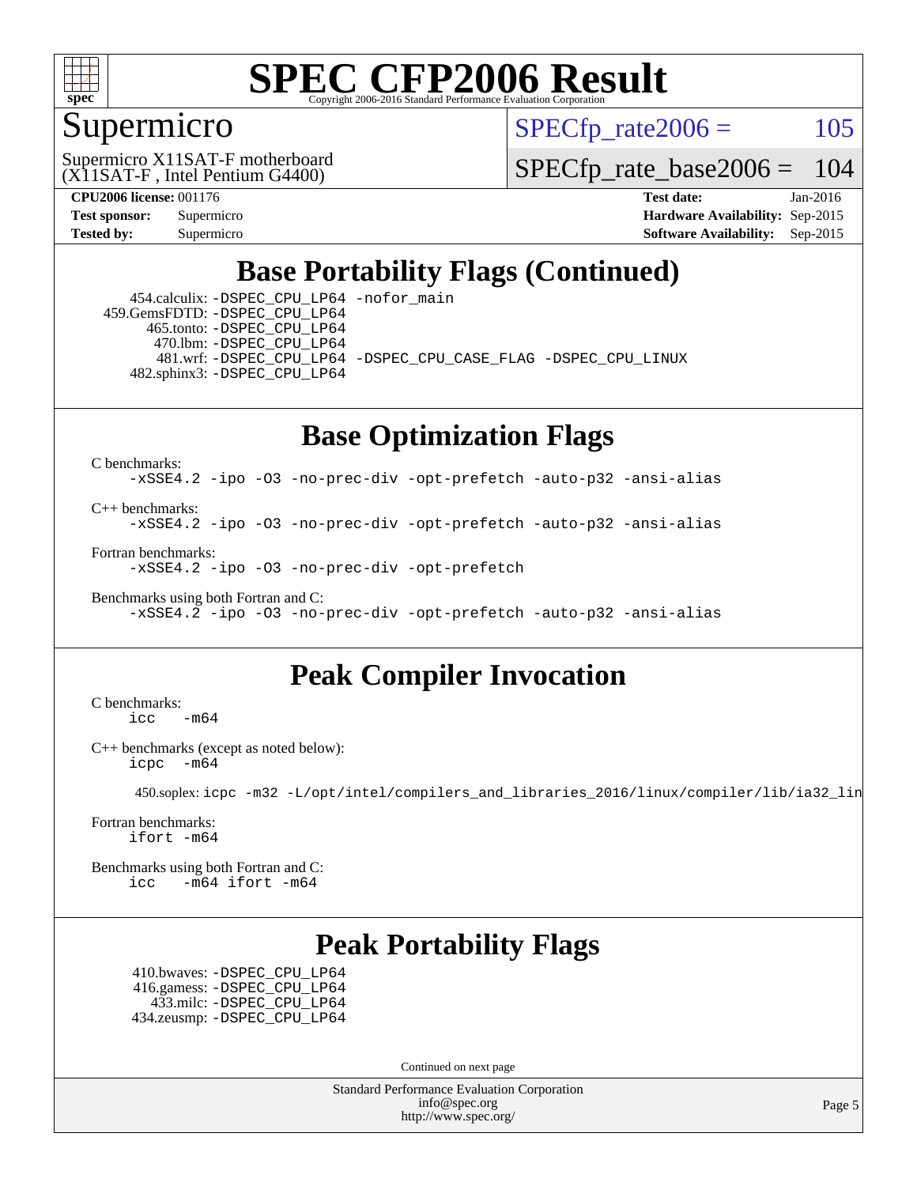# SPEC CFP2006 Result

Copyright 2006-2016 Standard Performance Evaluation Corporation

## Supermicro

Supermicro X11SAT-F motherboard
(X11SAT-F , Intel Pentium G4400)

SPECfp_rate2006 = 105

SPECfp_rate_base2006 = 104

**CPU2006 license:** 001176
**Test sponsor:** Supermicro
**Tested by:** Supermicro

**Test date:** Jan-2016
**Hardware Availability:** Sep-2015
**Software Availability:** Sep-2015

## Base Portability Flags (Continued)

454.calculix: -DSPEC_CPU_LP64 -nofor_main
459.GemsFDTD: -DSPEC_CPU_LP64
465.tonto: -DSPEC_CPU_LP64
470.lbm: -DSPEC_CPU_LP64
481.wrf: -DSPEC_CPU_LP64 -DSPEC_CPU_CASE_FLAG -DSPEC_CPU_LINUX
482.sphinx3: -DSPEC_CPU_LP64

## Base Optimization Flags

C benchmarks:
```
-xSSE4.2 -ipo -O3 -no-prec-div -opt-prefetch -auto-p32 -ansi-alias
```

C++ benchmarks:
```
-xSSE4.2 -ipo -O3 -no-prec-div -opt-prefetch -auto-p32 -ansi-alias
```

Fortran benchmarks:
```
-xSSE4.2 -ipo -O3 -no-prec-div -opt-prefetch
```

Benchmarks using both Fortran and C:
```
-xSSE4.2 -ipo -O3 -no-prec-div -opt-prefetch -auto-p32 -ansi-alias
```

## Peak Compiler Invocation

C benchmarks:
```
icc   -m64
```

C++ benchmarks (except as noted below):
```
icpc  -m64
```

450.soplex: icpc -m32 -L/opt/intel/compilers_and_libraries_2016/linux/compiler/lib/ia32_lin

Fortran benchmarks:
```
ifort -m64
```

Benchmarks using both Fortran and C:
```
icc   -m64 ifort -m64
```

## Peak Portability Flags

410.bwaves: -DSPEC_CPU_LP64
416.gamess: -DSPEC_CPU_LP64
433.milc: -DSPEC_CPU_LP64
434.zeusmp: -DSPEC_CPU_LP64

Continued on next page

Standard Performance Evaluation Corporation
info@spec.org
http://www.spec.org/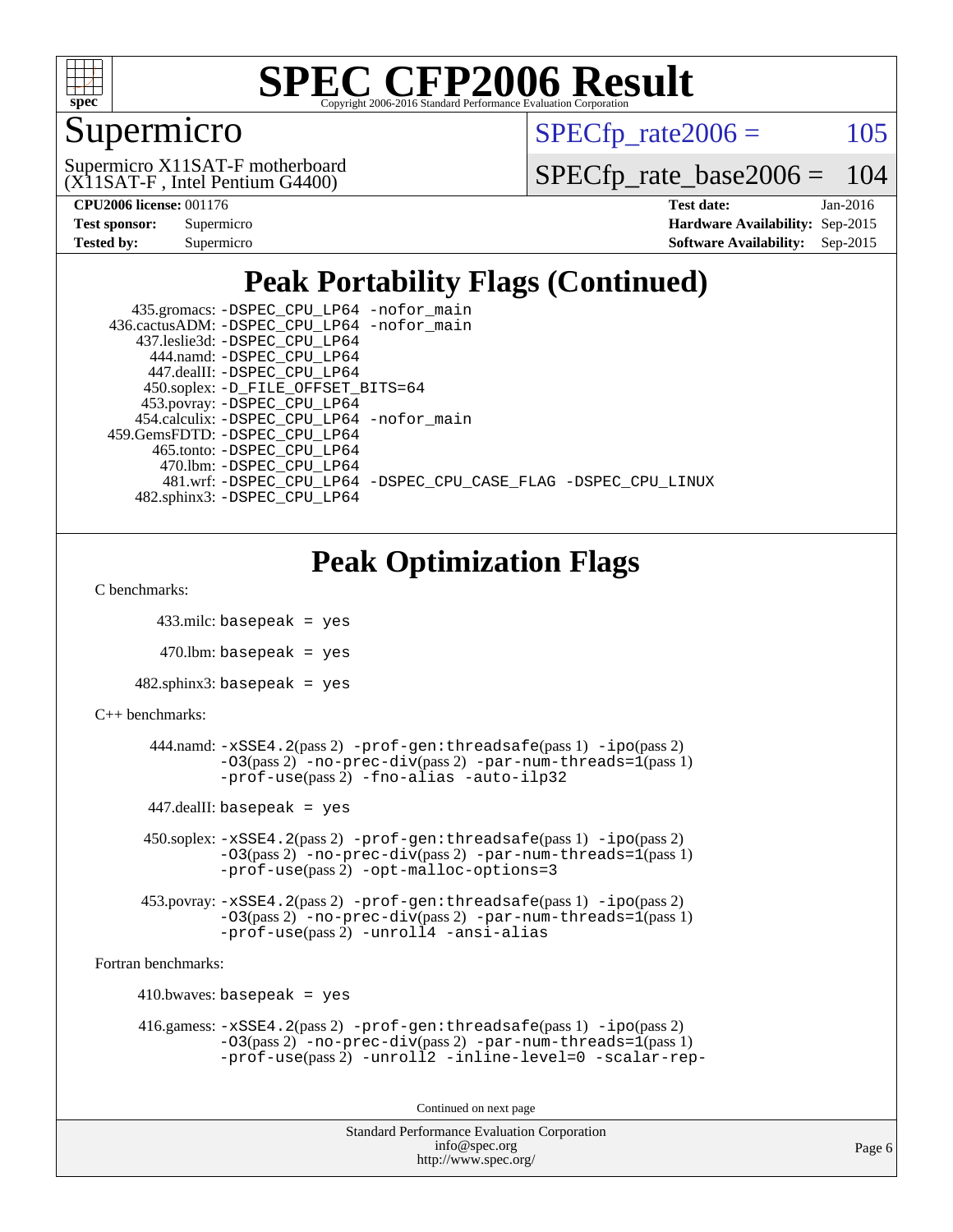# Supermicro

Supermicro X11SAT-F motherboard
(X11SAT-F , Intel Pentium G4400)

SPECfp_rate2006 = 105

SPECfp_rate_base2006 = 104

**CPU2006 license:** 001176
**Test sponsor:** Supermicro
**Tested by:** Supermicro

**Test date:** Jan-2016
**Hardware Availability:** Sep-2015
**Software Availability:** Sep-2015

## Peak Portability Flags (Continued)

435.gromacs: -DSPEC_CPU_LP64 -nofor_main
436.cactusADM: -DSPEC_CPU_LP64 -nofor_main
437.leslie3d: -DSPEC_CPU_LP64
444.namd: -DSPEC_CPU_LP64
447.dealII: -DSPEC_CPU_LP64
450.soplex: -D_FILE_OFFSET_BITS=64
453.povray: -DSPEC_CPU_LP64
454.calculix: -DSPEC_CPU_LP64 -nofor_main
459.GemsFDTD: -DSPEC_CPU_LP64
465.tonto: -DSPEC_CPU_LP64
470.lbm: -DSPEC_CPU_LP64
481.wrf: -DSPEC_CPU_LP64 -DSPEC_CPU_CASE_FLAG -DSPEC_CPU_LINUX
482.sphinx3: -DSPEC_CPU_LP64

## Peak Optimization Flags

C benchmarks:

433.milc: basepeak = yes

470.lbm: basepeak = yes

482.sphinx3: basepeak = yes

C++ benchmarks:

444.namd: -xSSE4.2(pass 2) -prof-gen:threadsafe(pass 1) -ipo(pass 2) -O3(pass 2) -no-prec-div(pass 2) -par-num-threads=1(pass 1) -prof-use(pass 2) -fno-alias -auto-ilp32

447.dealII: basepeak = yes

450.soplex: -xSSE4.2(pass 2) -prof-gen:threadsafe(pass 1) -ipo(pass 2) -O3(pass 2) -no-prec-div(pass 2) -par-num-threads=1(pass 1) -prof-use(pass 2) -opt-malloc-options=3

453.povray: -xSSE4.2(pass 2) -prof-gen:threadsafe(pass 1) -ipo(pass 2) -O3(pass 2) -no-prec-div(pass 2) -par-num-threads=1(pass 1) -prof-use(pass 2) -unroll4 -ansi-alias

Fortran benchmarks:

410.bwaves: basepeak = yes

416.gamess: -xSSE4.2(pass 2) -prof-gen:threadsafe(pass 1) -ipo(pass 2) -O3(pass 2) -no-prec-div(pass 2) -par-num-threads=1(pass 1) -prof-use(pass 2) -unroll2 -inline-level=0 -scalar-rep-

Continued on next page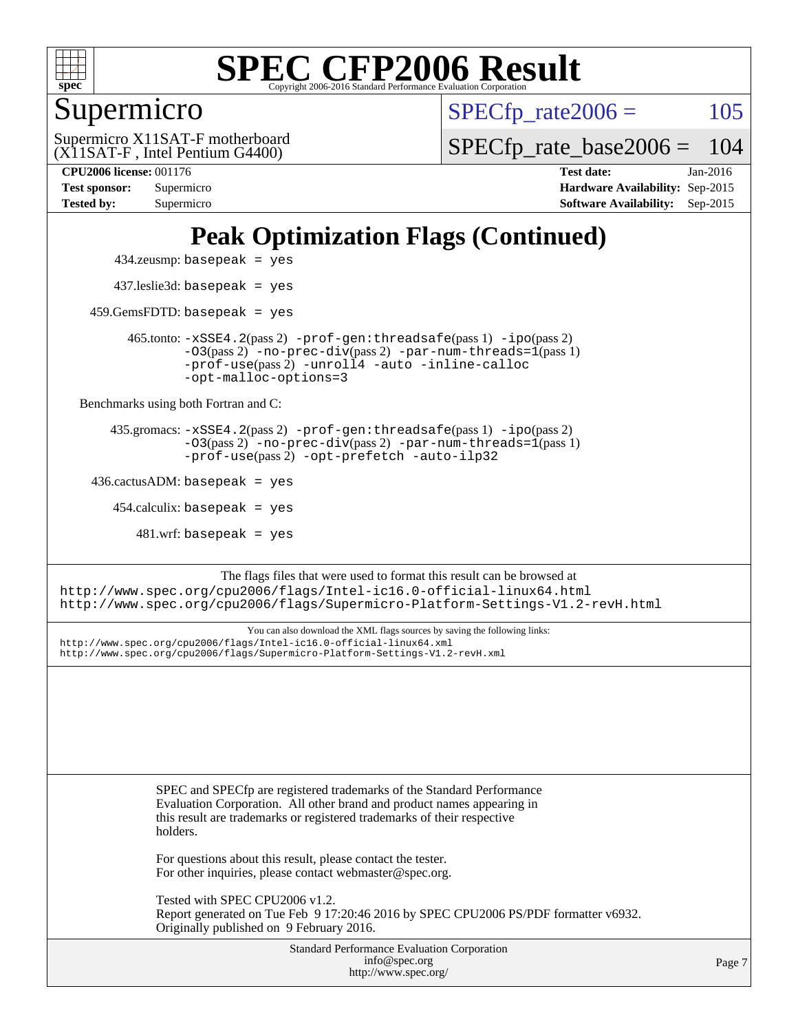# Peak Optimization Flags (Continued)

434.zeusmp: basepeak = yes

437.leslie3d: basepeak = yes

459.GemsFDTD: basepeak = yes

465.tonto: -xSSE4.2(pass 2) -prof-gen:threadsafe(pass 1) -ipo(pass 2) -O3(pass 2) -no-prec-div(pass 2) -par-num-threads=1(pass 1) -prof-use(pass 2) -unroll4 -auto -inline-calloc -opt-malloc-options=3

Benchmarks using both Fortran and C:

435.gromacs: -xSSE4.2(pass 2) -prof-gen:threadsafe(pass 1) -ipo(pass 2) -O3(pass 2) -no-prec-div(pass 2) -par-num-threads=1(pass 1) -prof-use(pass 2) -opt-prefetch -auto-ilp32

436.cactusADM: basepeak = yes

454.calculix: basepeak = yes

481.wrf: basepeak = yes

The flags files that were used to format this result can be browsed at
http://www.spec.org/cpu2006/flags/Intel-ic16.0-official-linux64.html
http://www.spec.org/cpu2006/flags/Supermicro-Platform-Settings-V1.2-revH.html

You can also download the XML flags sources by saving the following links:
http://www.spec.org/cpu2006/flags/Intel-ic16.0-official-linux64.xml
http://www.spec.org/cpu2006/flags/Supermicro-Platform-Settings-V1.2-revH.xml

SPEC and SPECfp are registered trademarks of the Standard Performance Evaluation Corporation. All other brand and product names appearing in this result are trademarks or registered trademarks of their respective holders.

For questions about this result, please contact the tester.
For other inquiries, please contact webmaster@spec.org.

Tested with SPEC CPU2006 v1.2.
Report generated on Tue Feb 9 17:20:46 2016 by SPEC CPU2006 PS/PDF formatter v6932.
Originally published on 9 February 2016.